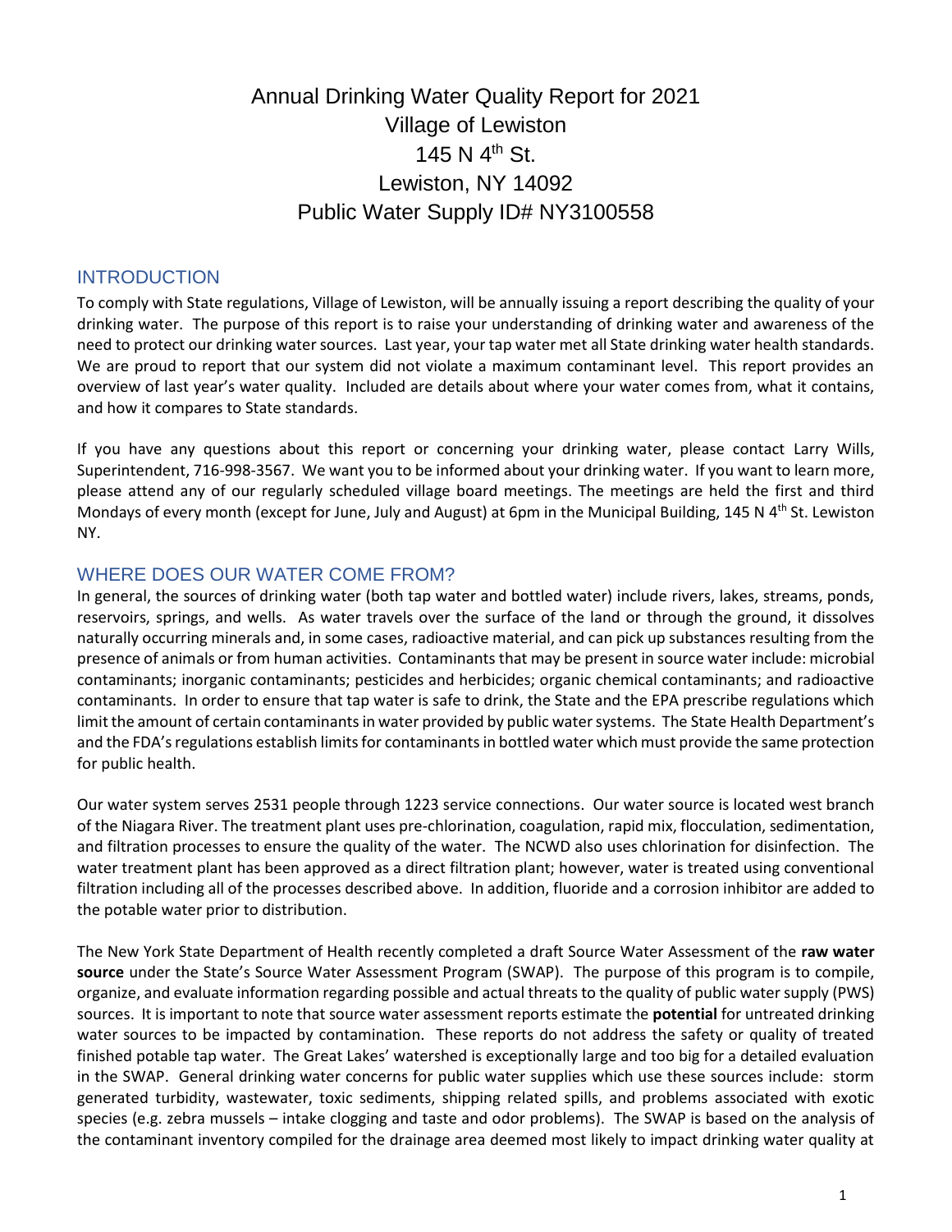# Annual Drinking Water Quality Report for 2021
# Village of Lewiston
# 145 N 4th St.
# Lewiston, NY 14092
# Public Water Supply ID# NY3100558

## INTRODUCTION

To comply with State regulations, Village of Lewiston, will be annually issuing a report describing the quality of your drinking water. The purpose of this report is to raise your understanding of drinking water and awareness of the need to protect our drinking water sources. Last year, your tap water met all State drinking water health standards. We are proud to report that our system did not violate a maximum contaminant level. This report provides an overview of last year's water quality. Included are details about where your water comes from, what it contains, and how it compares to State standards.

If you have any questions about this report or concerning your drinking water, please contact Larry Wills, Superintendent, 716-998-3567. We want you to be informed about your drinking water. If you want to learn more, please attend any of our regularly scheduled village board meetings. The meetings are held the first and third Mondays of every month (except for June, July and August) at 6pm in the Municipal Building, 145 N 4th St. Lewiston NY.

## WHERE DOES OUR WATER COME FROM?

In general, the sources of drinking water (both tap water and bottled water) include rivers, lakes, streams, ponds, reservoirs, springs, and wells. As water travels over the surface of the land or through the ground, it dissolves naturally occurring minerals and, in some cases, radioactive material, and can pick up substances resulting from the presence of animals or from human activities. Contaminants that may be present in source water include: microbial contaminants; inorganic contaminants; pesticides and herbicides; organic chemical contaminants; and radioactive contaminants. In order to ensure that tap water is safe to drink, the State and the EPA prescribe regulations which limit the amount of certain contaminants in water provided by public water systems. The State Health Department's and the FDA's regulations establish limits for contaminants in bottled water which must provide the same protection for public health.

Our water system serves 2531 people through 1223 service connections. Our water source is located west branch of the Niagara River. The treatment plant uses pre-chlorination, coagulation, rapid mix, flocculation, sedimentation, and filtration processes to ensure the quality of the water. The NCWD also uses chlorination for disinfection. The water treatment plant has been approved as a direct filtration plant; however, water is treated using conventional filtration including all of the processes described above. In addition, fluoride and a corrosion inhibitor are added to the potable water prior to distribution.

The New York State Department of Health recently completed a draft Source Water Assessment of the **raw water source** under the State's Source Water Assessment Program (SWAP). The purpose of this program is to compile, organize, and evaluate information regarding possible and actual threats to the quality of public water supply (PWS) sources. It is important to note that source water assessment reports estimate the **potential** for untreated drinking water sources to be impacted by contamination. These reports do not address the safety or quality of treated finished potable tap water. The Great Lakes' watershed is exceptionally large and too big for a detailed evaluation in the SWAP. General drinking water concerns for public water supplies which use these sources include: storm generated turbidity, wastewater, toxic sediments, shipping related spills, and problems associated with exotic species (e.g. zebra mussels – intake clogging and taste and odor problems). The SWAP is based on the analysis of the contaminant inventory compiled for the drainage area deemed most likely to impact drinking water quality at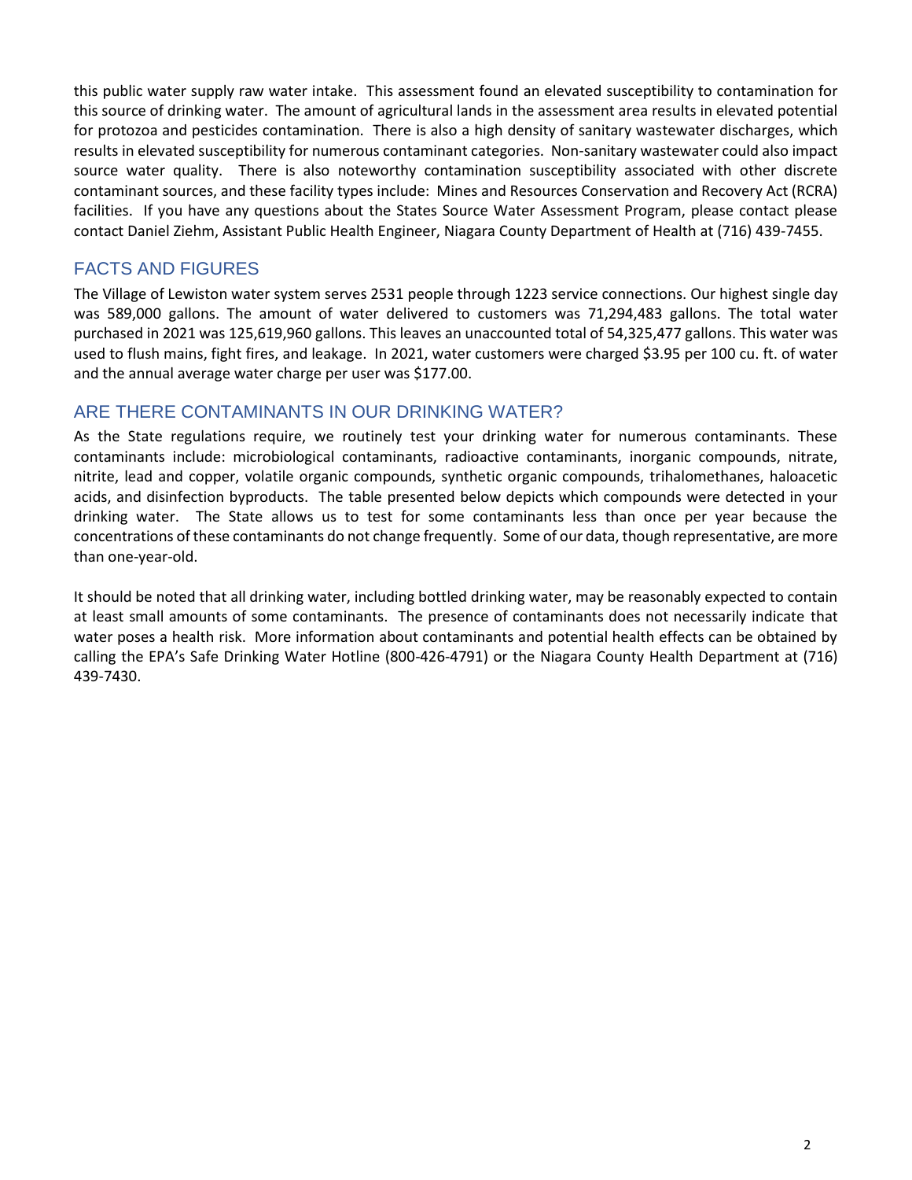this public water supply raw water intake. This assessment found an elevated susceptibility to contamination for this source of drinking water. The amount of agricultural lands in the assessment area results in elevated potential for protozoa and pesticides contamination. There is also a high density of sanitary wastewater discharges, which results in elevated susceptibility for numerous contaminant categories. Non-sanitary wastewater could also impact source water quality. There is also noteworthy contamination susceptibility associated with other discrete contaminant sources, and these facility types include: Mines and Resources Conservation and Recovery Act (RCRA) facilities. If you have any questions about the States Source Water Assessment Program, please contact please contact Daniel Ziehm, Assistant Public Health Engineer, Niagara County Department of Health at (716) 439-7455.

## FACTS AND FIGURES

The Village of Lewiston water system serves 2531 people through 1223 service connections. Our highest single day was 589,000 gallons. The amount of water delivered to customers was 71,294,483 gallons. The total water purchased in 2021 was 125,619,960 gallons. This leaves an unaccounted total of 54,325,477 gallons. This water was used to flush mains, fight fires, and leakage. In 2021, water customers were charged $3.95 per 100 cu. ft. of water and the annual average water charge per user was $177.00.

## ARE THERE CONTAMINANTS IN OUR DRINKING WATER?

As the State regulations require, we routinely test your drinking water for numerous contaminants. These contaminants include: microbiological contaminants, radioactive contaminants, inorganic compounds, nitrate, nitrite, lead and copper, volatile organic compounds, synthetic organic compounds, trihalomethanes, haloacetic acids, and disinfection byproducts. The table presented below depicts which compounds were detected in your drinking water. The State allows us to test for some contaminants less than once per year because the concentrations of these contaminants do not change frequently. Some of our data, though representative, are more than one-year-old.

It should be noted that all drinking water, including bottled drinking water, may be reasonably expected to contain at least small amounts of some contaminants. The presence of contaminants does not necessarily indicate that water poses a health risk. More information about contaminants and potential health effects can be obtained by calling the EPA's Safe Drinking Water Hotline (800-426-4791) or the Niagara County Health Department at (716) 439-7430.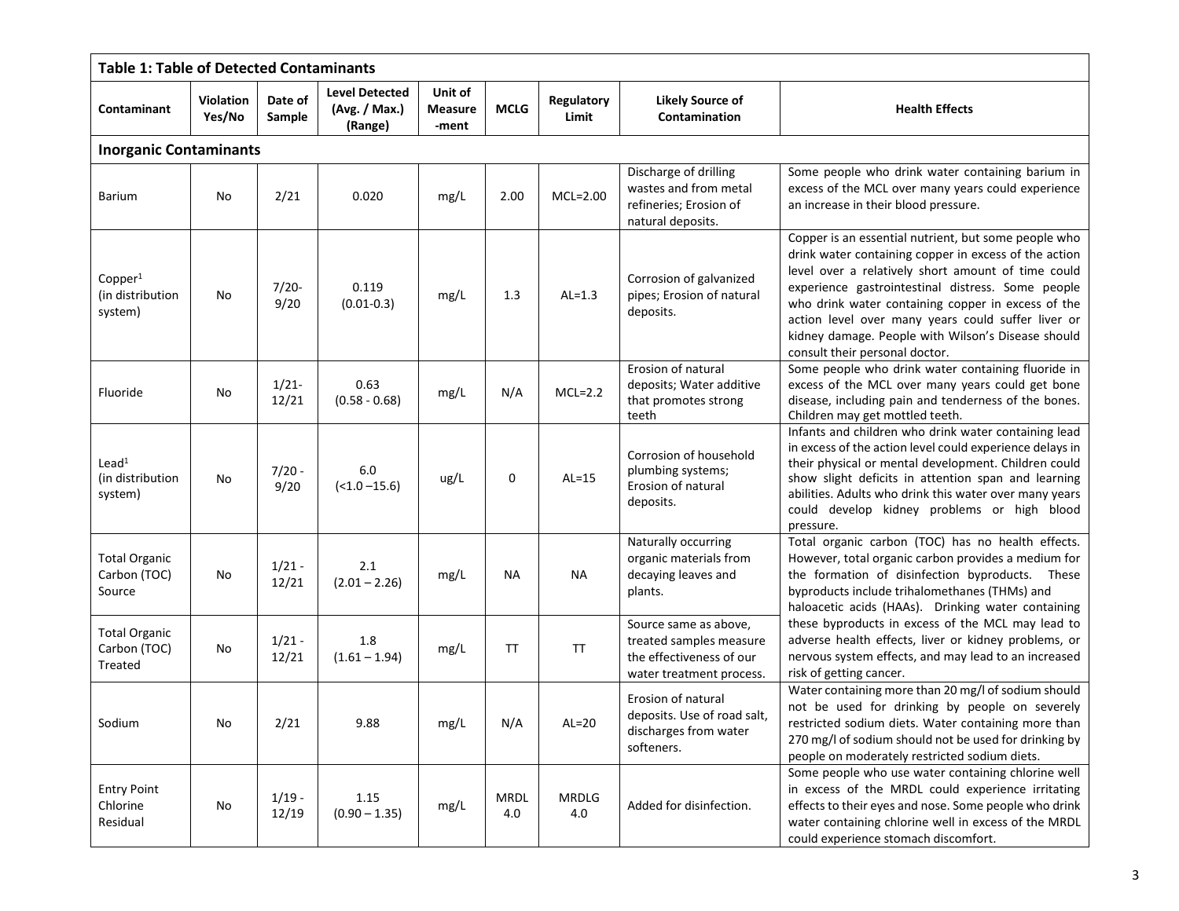**Table 1: Table of Detected Contaminants**

| Contaminant | Violation Yes/No | Date of Sample | Level Detected (Avg. / Max.) (Range) | Unit of Measure -ment | MCLG | Regulatory Limit | Likely Source of Contamination | Health Effects |
|---|---|---|---|---|---|---|---|---|
| **Inorganic Contaminants** | | | | | | | | |
| Barium | No | 2/21 | 0.020 | mg/L | 2.00 | MCL=2.00 | Discharge of drilling wastes and from metal refineries; Erosion of natural deposits. | Some people who drink water containing barium in excess of the MCL over many years could experience an increase in their blood pressure. |
| Copper[1] (in distribution system) | No | 7/20-9/20 | 0.119 (0.01-0.3) | mg/L | 1.3 | AL=1.3 | Corrosion of galvanized pipes; Erosion of natural deposits. | Copper is an essential nutrient, but some people who drink water containing copper in excess of the action level over a relatively short amount of time could experience gastrointestinal distress. Some people who drink water containing copper in excess of the action level over many years could suffer liver or kidney damage. People with Wilson's Disease should consult their personal doctor. |
| Fluoride | No | 1/21-12/21 | 0.63 (0.58 - 0.68) | mg/L | N/A | MCL=2.2 | Erosion of natural deposits; Water additive that promotes strong teeth | Some people who drink water containing fluoride in excess of the MCL over many years could get bone disease, including pain and tenderness of the bones. Children may get mottled teeth. |
| Lead[1] (in distribution system) | No | 7/20 - 9/20 | 6.0 (<1.0 –15.6) | ug/L | 0 | AL=15 | Corrosion of household plumbing systems; Erosion of natural deposits. | Infants and children who drink water containing lead in excess of the action level could experience delays in their physical or mental development. Children could show slight deficits in attention span and learning abilities. Adults who drink this water over many years could develop kidney problems or high blood pressure. |
| Total Organic Carbon (TOC) Source | No | 1/21 - 12/21 | 2.1 (2.01 – 2.26) | mg/L | NA | NA | Naturally occurring organic materials from decaying leaves and plants. | Total organic carbon (TOC) has no health effects. However, total organic carbon provides a medium for the formation of disinfection byproducts. These byproducts include trihalomethanes (THMs) and haloacetic acids (HAAs). Drinking water containing these byproducts in excess of the MCL may lead to adverse health effects, liver or kidney problems, or nervous system effects, and may lead to an increased risk of getting cancer. |
| Total Organic Carbon (TOC) Treated | No | 1/21 - 12/21 | 1.8 (1.61 – 1.94) | mg/L | TT | TT | Source same as above, treated samples measure the effectiveness of our water treatment process. | |
| Sodium | No | 2/21 | 9.88 | mg/L | N/A | AL=20 | Erosion of natural deposits. Use of road salt, discharges from water softeners. | Water containing more than 20 mg/l of sodium should not be used for drinking by people on severely restricted sodium diets. Water containing more than 270 mg/l of sodium should not be used for drinking by people on moderately restricted sodium diets. |
| Entry Point Chlorine Residual | No | 1/19 - 12/19 | 1.15 (0.90 – 1.35) | mg/L | MRDL 4.0 | MRDLG 4.0 | Added for disinfection. | Some people who use water containing chlorine well in excess of the MRDL could experience irritating effects to their eyes and nose. Some people who drink water containing chlorine well in excess of the MRDL could experience stomach discomfort. |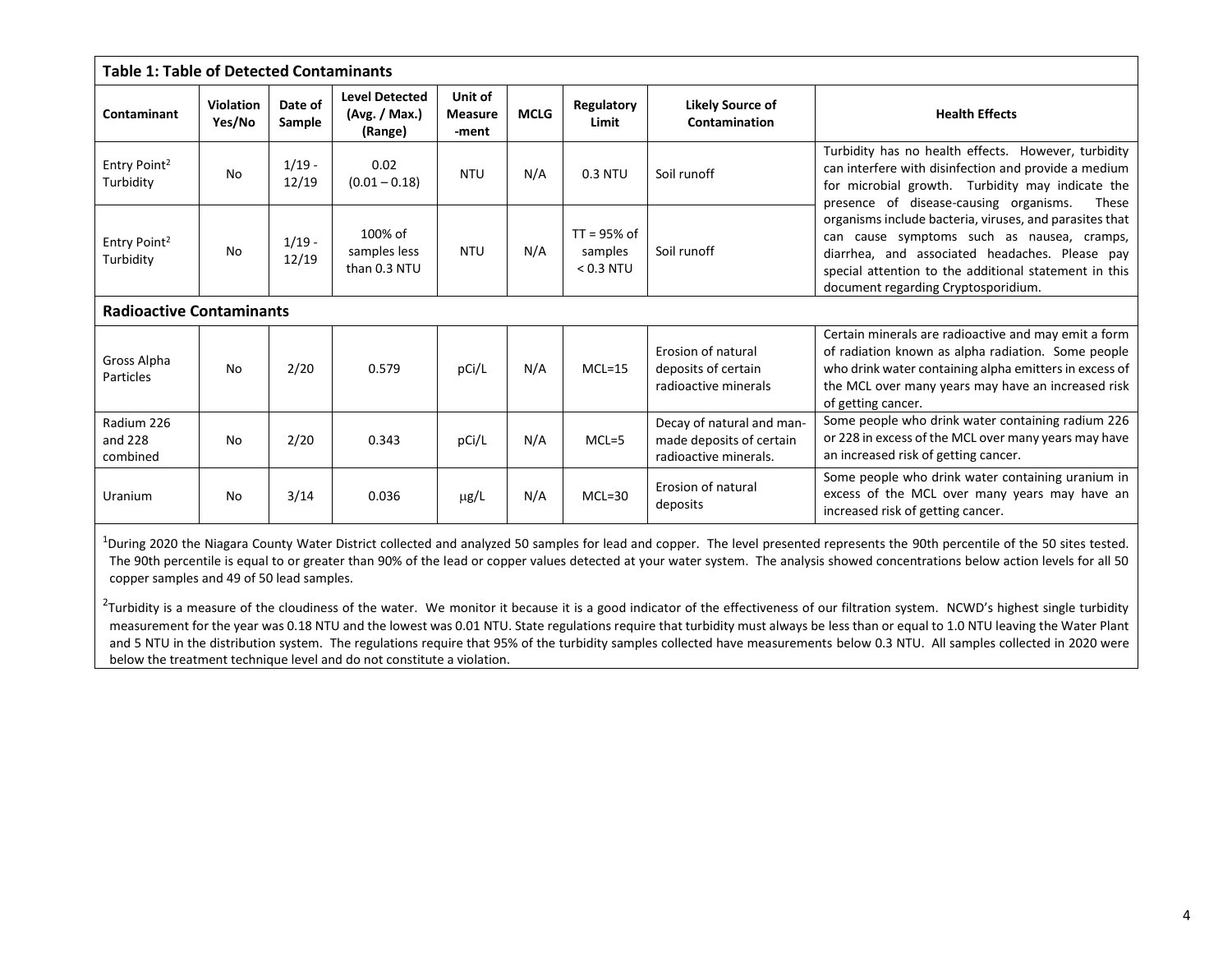**Table 1: Table of Detected Contaminants**

| Contaminant | Violation Yes/No | Date of Sample | Level Detected (Avg. / Max.) (Range) | Unit of Measure-ment | MCLG | Regulatory Limit | Likely Source of Contamination | Health Effects |
|---|---|---|---|---|---|---|---|---|
| Entry Point[2] Turbidity | No | 1/19 - 12/19 | 0.02 (0.01 – 0.18) | NTU | N/A | 0.3 NTU | Soil runoff | Turbidity has no health effects. However, turbidity can interfere with disinfection and provide a medium for microbial growth. Turbidity may indicate the presence of disease-causing organisms. These organisms include bacteria, viruses, and parasites that can cause symptoms such as nausea, cramps, diarrhea, and associated headaches. Please pay special attention to the additional statement in this document regarding Cryptosporidium. |
| Entry Point[2] Turbidity | No | 1/19 - 12/19 | 100% of samples less than 0.3 NTU | NTU | N/A | TT = 95% of samples < 0.3 NTU | Soil runoff | |
| **Radioactive Contaminants** | | | | | | | | |
| Gross Alpha Particles | No | 2/20 | 0.579 | pCi/L | N/A | MCL=15 | Erosion of natural deposits of certain radioactive minerals | Certain minerals are radioactive and may emit a form of radiation known as alpha radiation. Some people who drink water containing alpha emitters in excess of the MCL over many years may have an increased risk of getting cancer. |
| Radium 226 and 228 combined | No | 2/20 | 0.343 | pCi/L | N/A | MCL=5 | Decay of natural and man-made deposits of certain radioactive minerals. | Some people who drink water containing radium 226 or 228 in excess of the MCL over many years may have an increased risk of getting cancer. |
| Uranium | No | 3/14 | 0.036 | μg/L | N/A | MCL=30 | Erosion of natural deposits | Some people who drink water containing uranium in excess of the MCL over many years may have an increased risk of getting cancer. |

[1]During 2020 the Niagara County Water District collected and analyzed 50 samples for lead and copper. The level presented represents the 90th percentile of the 50 sites tested. The 90th percentile is equal to or greater than 90% of the lead or copper values detected at your water system. The analysis showed concentrations below action levels for all 50 copper samples and 49 of 50 lead samples.

[2]Turbidity is a measure of the cloudiness of the water. We monitor it because it is a good indicator of the effectiveness of our filtration system. NCWD's highest single turbidity measurement for the year was 0.18 NTU and the lowest was 0.01 NTU. State regulations require that turbidity must always be less than or equal to 1.0 NTU leaving the Water Plant and 5 NTU in the distribution system. The regulations require that 95% of the turbidity samples collected have measurements below 0.3 NTU. All samples collected in 2020 were below the treatment technique level and do not constitute a violation.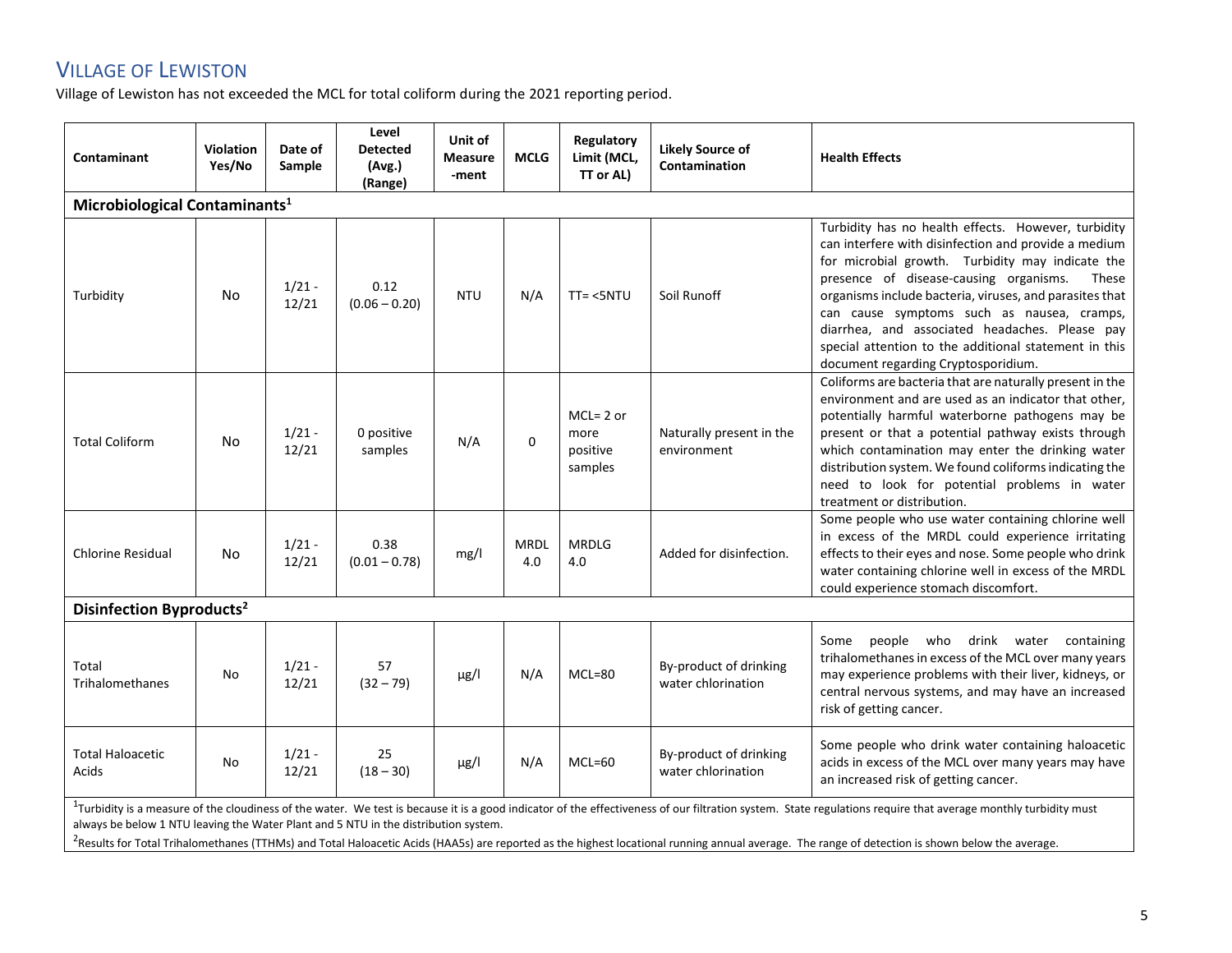## Village of Lewiston

Village of Lewiston has not exceeded the MCL for total coliform during the 2021 reporting period.

| Contaminant | Violation Yes/No | Date of Sample | Level Detected (Avg.) (Range) | Unit of Measure-ment | MCLG | Regulatory Limit (MCL, TT or AL) | Likely Source of Contamination | Health Effects |
|---|---|---|---|---|---|---|---|---|
| **Microbiological Contaminants[1]** | | | | | | | | |
| Turbidity | No | 1/21 - 12/21 | 0.12 (0.06 – 0.20) | NTU | N/A | TT= <5NTU | Soil Runoff | Turbidity has no health effects. However, turbidity can interfere with disinfection and provide a medium for microbial growth. Turbidity may indicate the presence of disease-causing organisms. These organisms include bacteria, viruses, and parasites that can cause symptoms such as nausea, cramps, diarrhea, and associated headaches. Please pay special attention to the additional statement in this document regarding Cryptosporidium. |
| Total Coliform | No | 1/21 - 12/21 | 0 positive samples | N/A | 0 | MCL= 2 or more positive samples | Naturally present in the environment | Coliforms are bacteria that are naturally present in the environment and are used as an indicator that other, potentially harmful waterborne pathogens may be present or that a potential pathway exists through which contamination may enter the drinking water distribution system. We found coliforms indicating the need to look for potential problems in water treatment or distribution. |
| Chlorine Residual | No | 1/21 - 12/21 | 0.38 (0.01 – 0.78) | mg/l | MRDL 4.0 | MRDLG 4.0 | Added for disinfection. | Some people who use water containing chlorine well in excess of the MRDL could experience irritating effects to their eyes and nose. Some people who drink water containing chlorine well in excess of the MRDL could experience stomach discomfort. |
| **Disinfection Byproducts[2]** | | | | | | | | |
| Total Trihalomethanes | No | 1/21 - 12/21 | 57 (32 – 79) | µg/l | N/A | MCL=80 | By-product of drinking water chlorination | Some people who drink water containing trihalomethanes in excess of the MCL over many years may experience problems with their liver, kidneys, or central nervous systems, and may have an increased risk of getting cancer. |
| Total Haloacetic Acids | No | 1/21 - 12/21 | 25 (18 – 30) | µg/l | N/A | MCL=60 | By-product of drinking water chlorination | Some people who drink water containing haloacetic acids in excess of the MCL over many years may have an increased risk of getting cancer. |

[1]Turbidity is a measure of the cloudiness of the water. We test is because it is a good indicator of the effectiveness of our filtration system. State regulations require that average monthly turbidity must always be below 1 NTU leaving the Water Plant and 5 NTU in the distribution system.

[2]Results for Total Trihalomethanes (TTHMs) and Total Haloacetic Acids (HAA5s) are reported as the highest locational running annual average. The range of detection is shown below the average.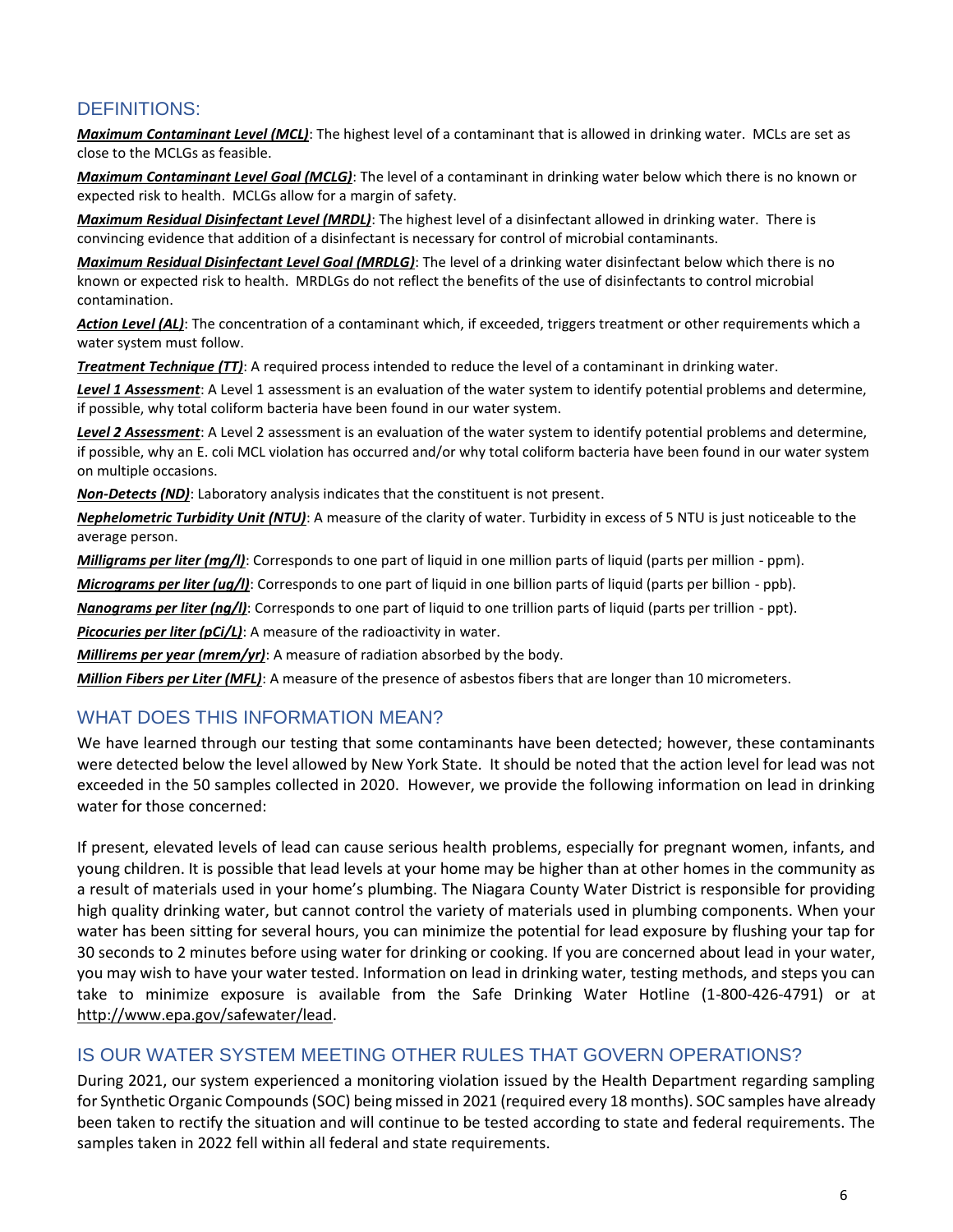## DEFINITIONS:

***Maximum Contaminant Level (MCL)***: The highest level of a contaminant that is allowed in drinking water. MCLs are set as close to the MCLGs as feasible.

***Maximum Contaminant Level Goal (MCLG)***: The level of a contaminant in drinking water below which there is no known or expected risk to health. MCLGs allow for a margin of safety.

***Maximum Residual Disinfectant Level (MRDL)***: The highest level of a disinfectant allowed in drinking water. There is convincing evidence that addition of a disinfectant is necessary for control of microbial contaminants.

***Maximum Residual Disinfectant Level Goal (MRDLG)***: The level of a drinking water disinfectant below which there is no known or expected risk to health. MRDLGs do not reflect the benefits of the use of disinfectants to control microbial contamination.

***Action Level (AL)***: The concentration of a contaminant which, if exceeded, triggers treatment or other requirements which a water system must follow.

***Treatment Technique (TT)***: A required process intended to reduce the level of a contaminant in drinking water.

***Level 1 Assessment***: A Level 1 assessment is an evaluation of the water system to identify potential problems and determine, if possible, why total coliform bacteria have been found in our water system.

***Level 2 Assessment***: A Level 2 assessment is an evaluation of the water system to identify potential problems and determine, if possible, why an E. coli MCL violation has occurred and/or why total coliform bacteria have been found in our water system on multiple occasions.

***Non-Detects (ND)***: Laboratory analysis indicates that the constituent is not present.

***Nephelometric Turbidity Unit (NTU)***: A measure of the clarity of water. Turbidity in excess of 5 NTU is just noticeable to the average person.

***Milligrams per liter (mg/l)***: Corresponds to one part of liquid in one million parts of liquid (parts per million - ppm).

***Micrograms per liter (ug/l)***: Corresponds to one part of liquid in one billion parts of liquid (parts per billion - ppb).

***Nanograms per liter (ng/l)***: Corresponds to one part of liquid to one trillion parts of liquid (parts per trillion - ppt).

***Picocuries per liter (pCi/L)***: A measure of the radioactivity in water.

***Millirems per year (mrem/yr)***: A measure of radiation absorbed by the body.

***Million Fibers per Liter (MFL)***: A measure of the presence of asbestos fibers that are longer than 10 micrometers.

## WHAT DOES THIS INFORMATION MEAN?

We have learned through our testing that some contaminants have been detected; however, these contaminants were detected below the level allowed by New York State. It should be noted that the action level for lead was not exceeded in the 50 samples collected in 2020. However, we provide the following information on lead in drinking water for those concerned:

If present, elevated levels of lead can cause serious health problems, especially for pregnant women, infants, and young children. It is possible that lead levels at your home may be higher than at other homes in the community as a result of materials used in your home's plumbing. The Niagara County Water District is responsible for providing high quality drinking water, but cannot control the variety of materials used in plumbing components. When your water has been sitting for several hours, you can minimize the potential for lead exposure by flushing your tap for 30 seconds to 2 minutes before using water for drinking or cooking. If you are concerned about lead in your water, you may wish to have your water tested. Information on lead in drinking water, testing methods, and steps you can take to minimize exposure is available from the Safe Drinking Water Hotline (1-800-426-4791) or at http://www.epa.gov/safewater/lead.

## IS OUR WATER SYSTEM MEETING OTHER RULES THAT GOVERN OPERATIONS?

During 2021, our system experienced a monitoring violation issued by the Health Department regarding sampling for Synthetic Organic Compounds (SOC) being missed in 2021 (required every 18 months). SOC samples have already been taken to rectify the situation and will continue to be tested according to state and federal requirements. The samples taken in 2022 fell within all federal and state requirements.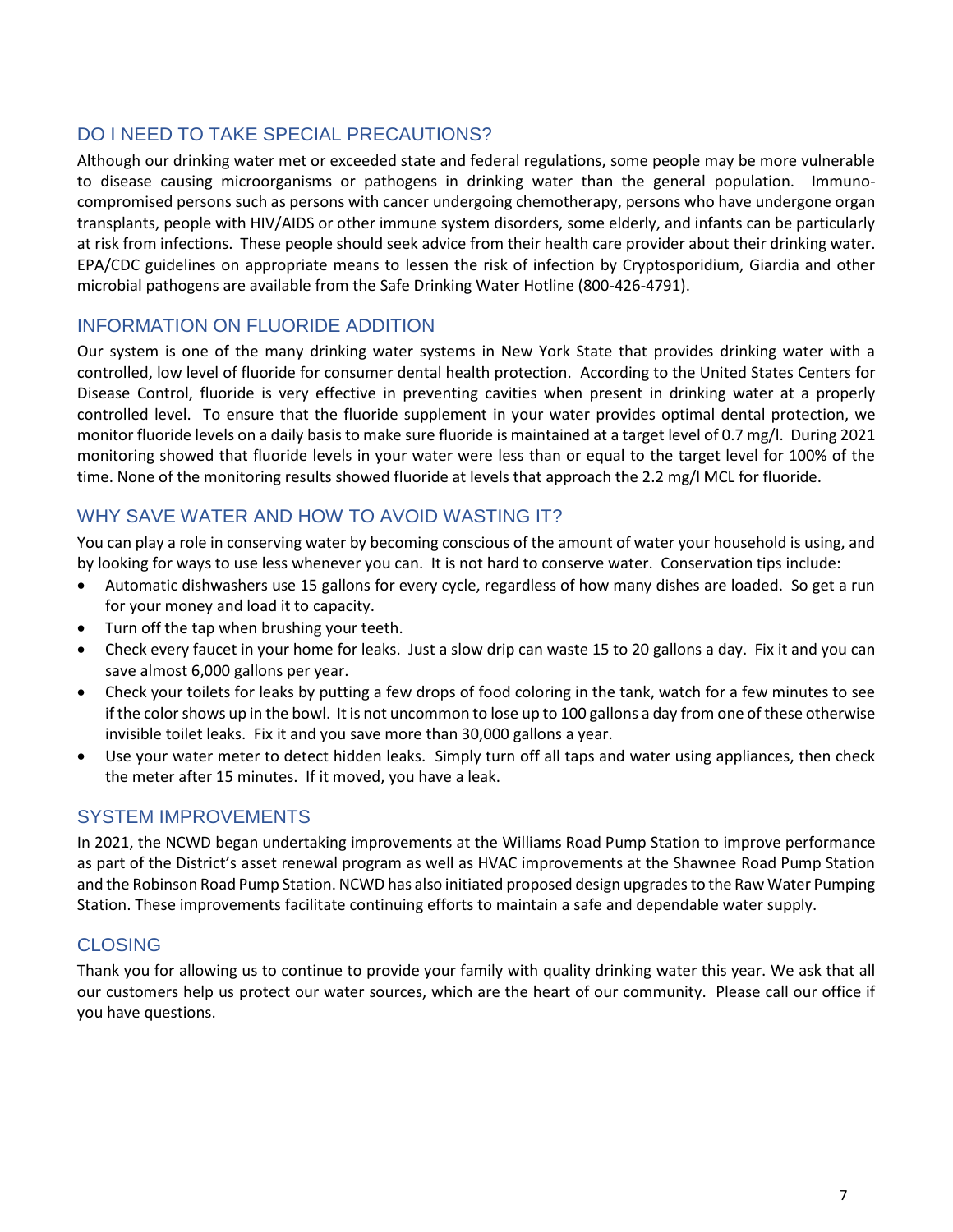## DO I NEED TO TAKE SPECIAL PRECAUTIONS?

Although our drinking water met or exceeded state and federal regulations, some people may be more vulnerable to disease causing microorganisms or pathogens in drinking water than the general population. Immuno-compromised persons such as persons with cancer undergoing chemotherapy, persons who have undergone organ transplants, people with HIV/AIDS or other immune system disorders, some elderly, and infants can be particularly at risk from infections. These people should seek advice from their health care provider about their drinking water. EPA/CDC guidelines on appropriate means to lessen the risk of infection by Cryptosporidium, Giardia and other microbial pathogens are available from the Safe Drinking Water Hotline (800-426-4791).

## INFORMATION ON FLUORIDE ADDITION

Our system is one of the many drinking water systems in New York State that provides drinking water with a controlled, low level of fluoride for consumer dental health protection. According to the United States Centers for Disease Control, fluoride is very effective in preventing cavities when present in drinking water at a properly controlled level. To ensure that the fluoride supplement in your water provides optimal dental protection, we monitor fluoride levels on a daily basis to make sure fluoride is maintained at a target level of 0.7 mg/l. During 2021 monitoring showed that fluoride levels in your water were less than or equal to the target level for 100% of the time. None of the monitoring results showed fluoride at levels that approach the 2.2 mg/l MCL for fluoride.

## WHY SAVE WATER AND HOW TO AVOID WASTING IT?

You can play a role in conserving water by becoming conscious of the amount of water your household is using, and by looking for ways to use less whenever you can. It is not hard to conserve water. Conservation tips include:

- Automatic dishwashers use 15 gallons for every cycle, regardless of how many dishes are loaded. So get a run for your money and load it to capacity.
- Turn off the tap when brushing your teeth.
- Check every faucet in your home for leaks. Just a slow drip can waste 15 to 20 gallons a day. Fix it and you can save almost 6,000 gallons per year.
- Check your toilets for leaks by putting a few drops of food coloring in the tank, watch for a few minutes to see if the color shows up in the bowl. It is not uncommon to lose up to 100 gallons a day from one of these otherwise invisible toilet leaks. Fix it and you save more than 30,000 gallons a year.
- Use your water meter to detect hidden leaks. Simply turn off all taps and water using appliances, then check the meter after 15 minutes. If it moved, you have a leak.

## SYSTEM IMPROVEMENTS

In 2021, the NCWD began undertaking improvements at the Williams Road Pump Station to improve performance as part of the District's asset renewal program as well as HVAC improvements at the Shawnee Road Pump Station and the Robinson Road Pump Station. NCWD has also initiated proposed design upgrades to the Raw Water Pumping Station. These improvements facilitate continuing efforts to maintain a safe and dependable water supply.

## CLOSING

Thank you for allowing us to continue to provide your family with quality drinking water this year. We ask that all our customers help us protect our water sources, which are the heart of our community. Please call our office if you have questions.